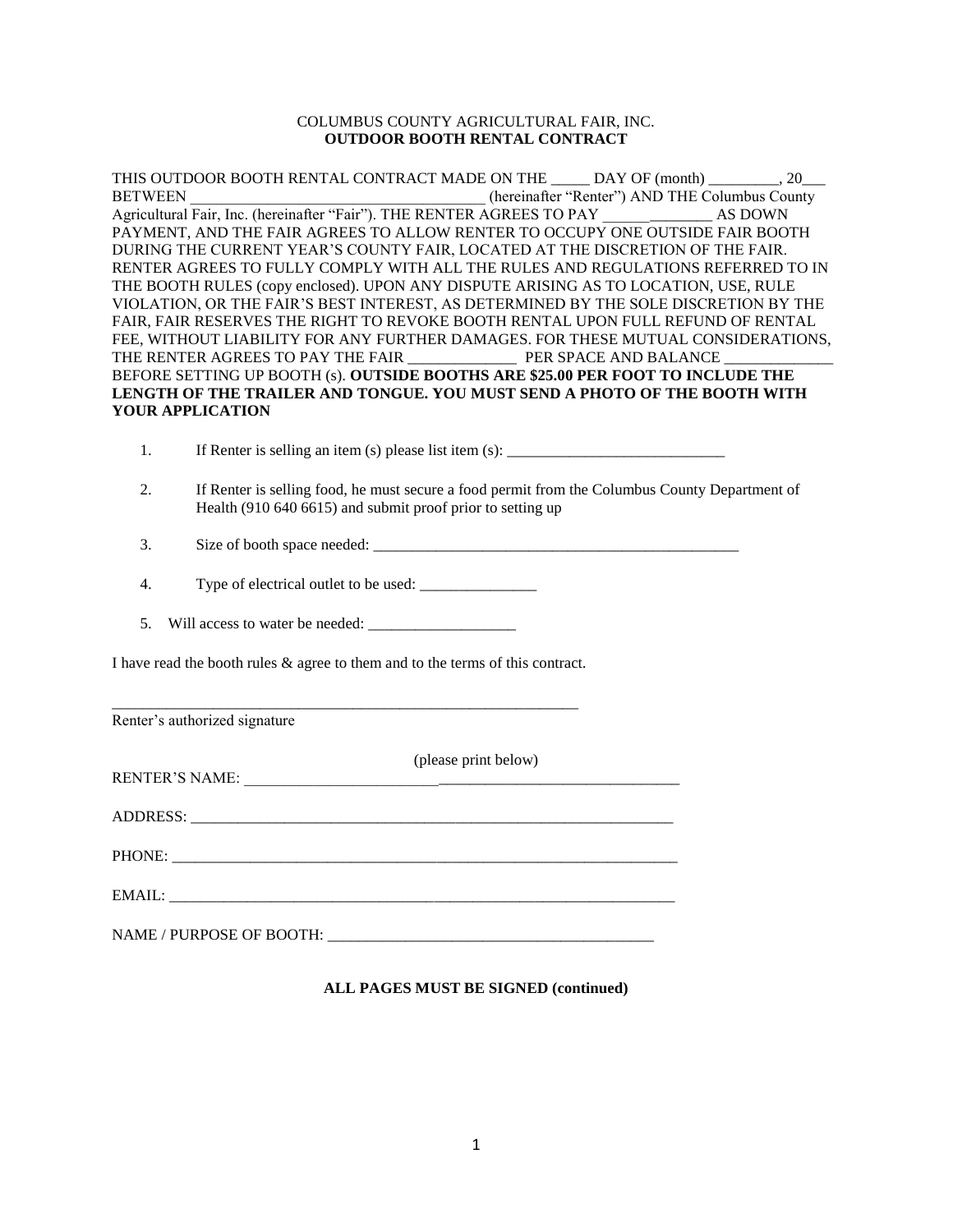COLUMBUS COUNTY AGRICULTURAL FAIR, INC.

**OUTDOOR BOOTH RENTAL CONTRACT**

THIS OUTDOOR BOOTH RENTAL CONTRACT MADE ON THE _____ DAY OF (month) _________, 20___ BETWEEN _____________________________________ (hereinafter "Renter") AND THE Columbus County Agricultural Fair, Inc. (hereinafter "Fair"). THE RENTER AGREES TO PAY ______________ AS DOWN PAYMENT, AND THE FAIR AGREES TO ALLOW RENTER TO OCCUPY ONE OUTSIDE FAIR BOOTH DURING THE CURRENT YEAR'S COUNTY FAIR, LOCATED AT THE DISCRETION OF THE FAIR. RENTER AGREES TO FULLY COMPLY WITH ALL THE RULES AND REGULATIONS REFERRED TO IN THE BOOTH RULES (copy enclosed). UPON ANY DISPUTE ARISING AS TO LOCATION, USE, RULE VIOLATION, OR THE FAIR'S BEST INTEREST, AS DETERMINED BY THE SOLE DISCRETION BY THE FAIR, FAIR RESERVES THE RIGHT TO REVOKE BOOTH RENTAL UPON FULL REFUND OF RENTAL FEE, WITHOUT LIABILITY FOR ANY FURTHER DAMAGES. FOR THESE MUTUAL CONSIDERATIONS, THE RENTER AGREES TO PAY THE FAIR ______________ PER SPACE AND BALANCE ______________ BEFORE SETTING UP BOOTH (s). **OUTSIDE BOOTHS ARE $25.00 PER FOOT TO INCLUDE THE LENGTH OF THE TRAILER AND TONGUE. YOU MUST SEND A PHOTO OF THE BOOTH WITH YOUR APPLICATION**

1. If Renter is selling an item (s) please list item (s): ____________________________

2. If Renter is selling food, he must secure a food permit from the Columbus County Department of Health (910 640 6615) and submit proof prior to setting up

3. Size of booth space needed: _________________________________________________

4. Type of electrical outlet to be used: _______________

5. Will access to water be needed: ___________________

I have read the booth rules & agree to them and to the terms of this contract.

_______________________________________________________________

Renter's authorized signature

(please print below)

RENTER'S NAME: ________________________________________________________

ADDRESS: _________________________________________________________________

PHONE: ___________________________________________________________________

EMAIL: ___________________________________________________________________

NAME / PURPOSE OF BOOTH: __________________________________________

**ALL PAGES MUST BE SIGNED (continued)**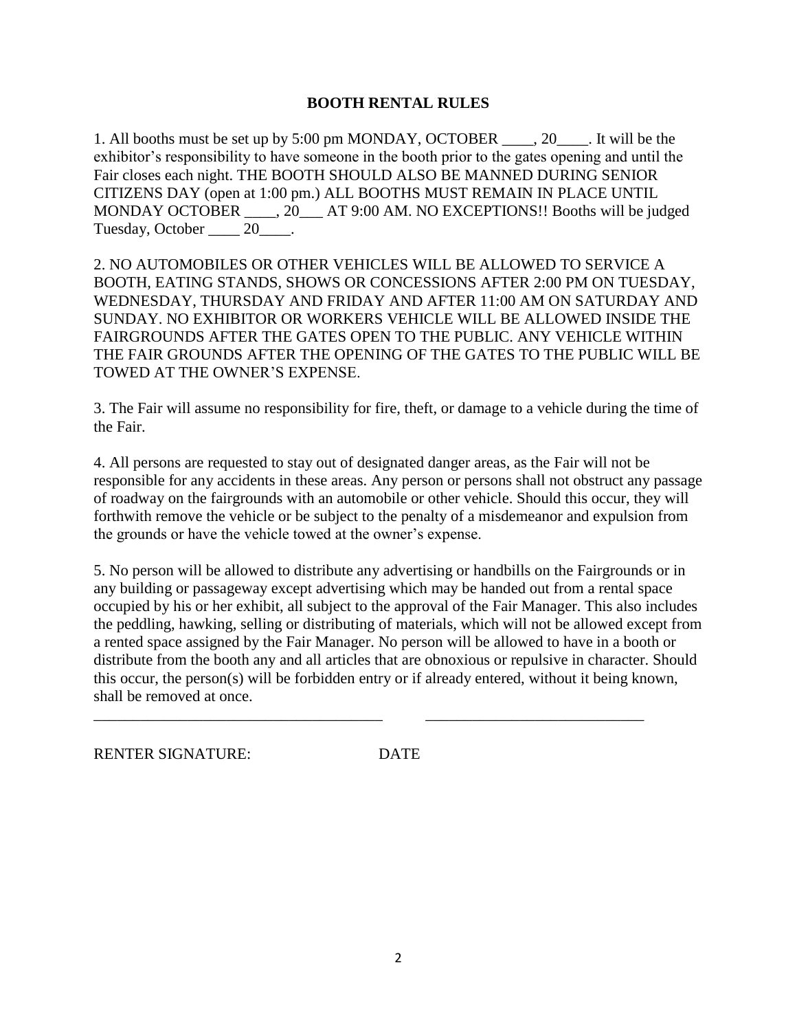## BOOTH RENTAL RULES

1. All booths must be set up by 5:00 pm MONDAY, OCTOBER ____, 20____. It will be the exhibitor's responsibility to have someone in the booth prior to the gates opening and until the Fair closes each night. THE BOOTH SHOULD ALSO BE MANNED DURING SENIOR CITIZENS DAY (open at 1:00 pm.) ALL BOOTHS MUST REMAIN IN PLACE UNTIL MONDAY OCTOBER ____, 20___ AT 9:00 AM. NO EXCEPTIONS!! Booths will be judged Tuesday, October ____ 20____.

2. NO AUTOMOBILES OR OTHER VEHICLES WILL BE ALLOWED TO SERVICE A BOOTH, EATING STANDS, SHOWS OR CONCESSIONS AFTER 2:00 PM ON TUESDAY, WEDNESDAY, THURSDAY AND FRIDAY AND AFTER 11:00 AM ON SATURDAY AND SUNDAY. NO EXHIBITOR OR WORKERS VEHICLE WILL BE ALLOWED INSIDE THE FAIRGROUNDS AFTER THE GATES OPEN TO THE PUBLIC. ANY VEHICLE WITHIN THE FAIR GROUNDS AFTER THE OPENING OF THE GATES TO THE PUBLIC WILL BE TOWED AT THE OWNER'S EXPENSE.

3. The Fair will assume no responsibility for fire, theft, or damage to a vehicle during the time of the Fair.

4. All persons are requested to stay out of designated danger areas, as the Fair will not be responsible for any accidents in these areas. Any person or persons shall not obstruct any passage of roadway on the fairgrounds with an automobile or other vehicle. Should this occur, they will forthwith remove the vehicle or be subject to the penalty of a misdemeanor and expulsion from the grounds or have the vehicle towed at the owner's expense.

5. No person will be allowed to distribute any advertising or handbills on the Fairgrounds or in any building or passageway except advertising which may be handed out from a rental space occupied by his or her exhibit, all subject to the approval of the Fair Manager. This also includes the peddling, hawking, selling or distributing of materials, which will not be allowed except from a rented space assigned by the Fair Manager. No person will be allowed to have in a booth or distribute from the booth any and all articles that are obnoxious or repulsive in character. Should this occur, the person(s) will be forbidden entry or if already entered, without it being known, shall be removed at once.

_____________________________________ ____________________________

RENTER SIGNATURE: DATE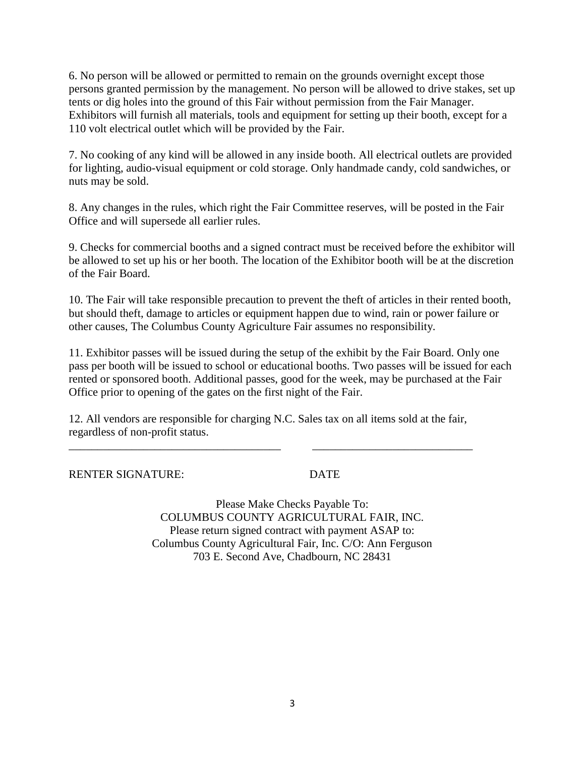6. No person will be allowed or permitted to remain on the grounds overnight except those persons granted permission by the management. No person will be allowed to drive stakes, set up tents or dig holes into the ground of this Fair without permission from the Fair Manager. Exhibitors will furnish all materials, tools and equipment for setting up their booth, except for a 110 volt electrical outlet which will be provided by the Fair.

7. No cooking of any kind will be allowed in any inside booth. All electrical outlets are provided for lighting, audio-visual equipment or cold storage. Only handmade candy, cold sandwiches, or nuts may be sold.

8. Any changes in the rules, which right the Fair Committee reserves, will be posted in the Fair Office and will supersede all earlier rules.

9. Checks for commercial booths and a signed contract must be received before the exhibitor will be allowed to set up his or her booth. The location of the Exhibitor booth will be at the discretion of the Fair Board.

10. The Fair will take responsible precaution to prevent the theft of articles in their rented booth, but should theft, damage to articles or equipment happen due to wind, rain or power failure or other causes, The Columbus County Agriculture Fair assumes no responsibility.

11. Exhibitor passes will be issued during the setup of the exhibit by the Fair Board. Only one pass per booth will be issued to school or educational booths. Two passes will be issued for each rented or sponsored booth. Additional passes, good for the week, may be purchased at the Fair Office prior to opening of the gates on the first night of the Fair.

12. All vendors are responsible for charging N.C. Sales tax on all items sold at the fair, regardless of non-profit status.

______________________________________ ____________________________

RENTER SIGNATURE: DATE

Please Make Checks Payable To:
COLUMBUS COUNTY AGRICULTURAL FAIR, INC.
Please return signed contract with payment ASAP to:
Columbus County Agricultural Fair, Inc. C/O: Ann Ferguson
703 E. Second Ave, Chadbourn, NC 28431